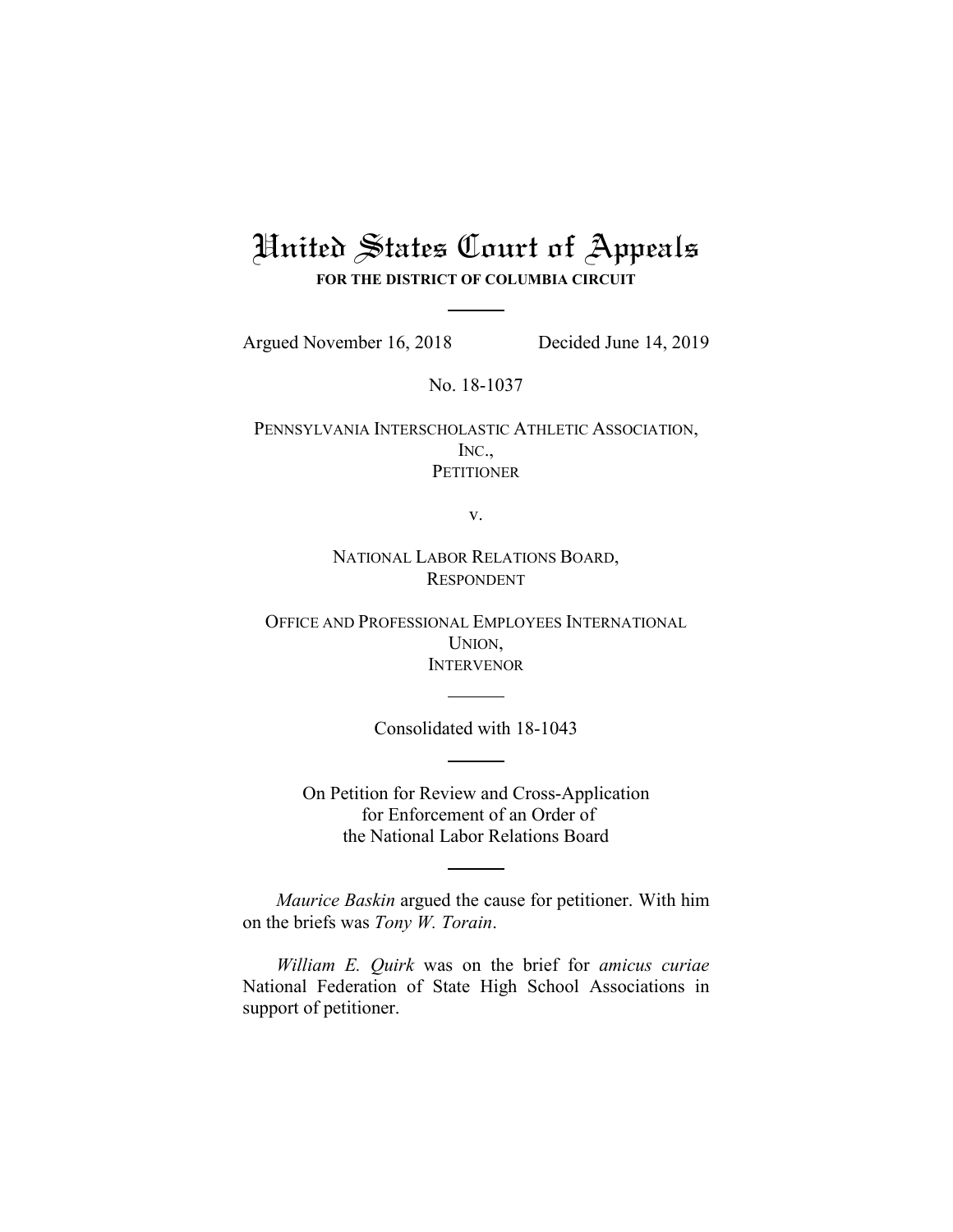# United States Court of Appeals

**FOR THE DISTRICT OF COLUMBIA CIRCUIT**

---

Argued November 16, 2018 Decided June 14, 2019

No. 18-1037

PENNSYLVANIA INTERSCHOLASTIC ATHLETIC ASSOCIATION, INC.,
PETITIONER

v.

NATIONAL LABOR RELATIONS BOARD,
RESPONDENT

OFFICE AND PROFESSIONAL EMPLOYEES INTERNATIONAL UNION,
INTERVENOR

---

Consolidated with 18-1043

---

On Petition for Review and Cross-Application for Enforcement of an Order of the National Labor Relations Board

---

*Maurice Baskin* argued the cause for petitioner. With him on the briefs was *Tony W. Torain*.

*William E. Quirk* was on the brief for *amicus curiae* National Federation of State High School Associations in support of petitioner.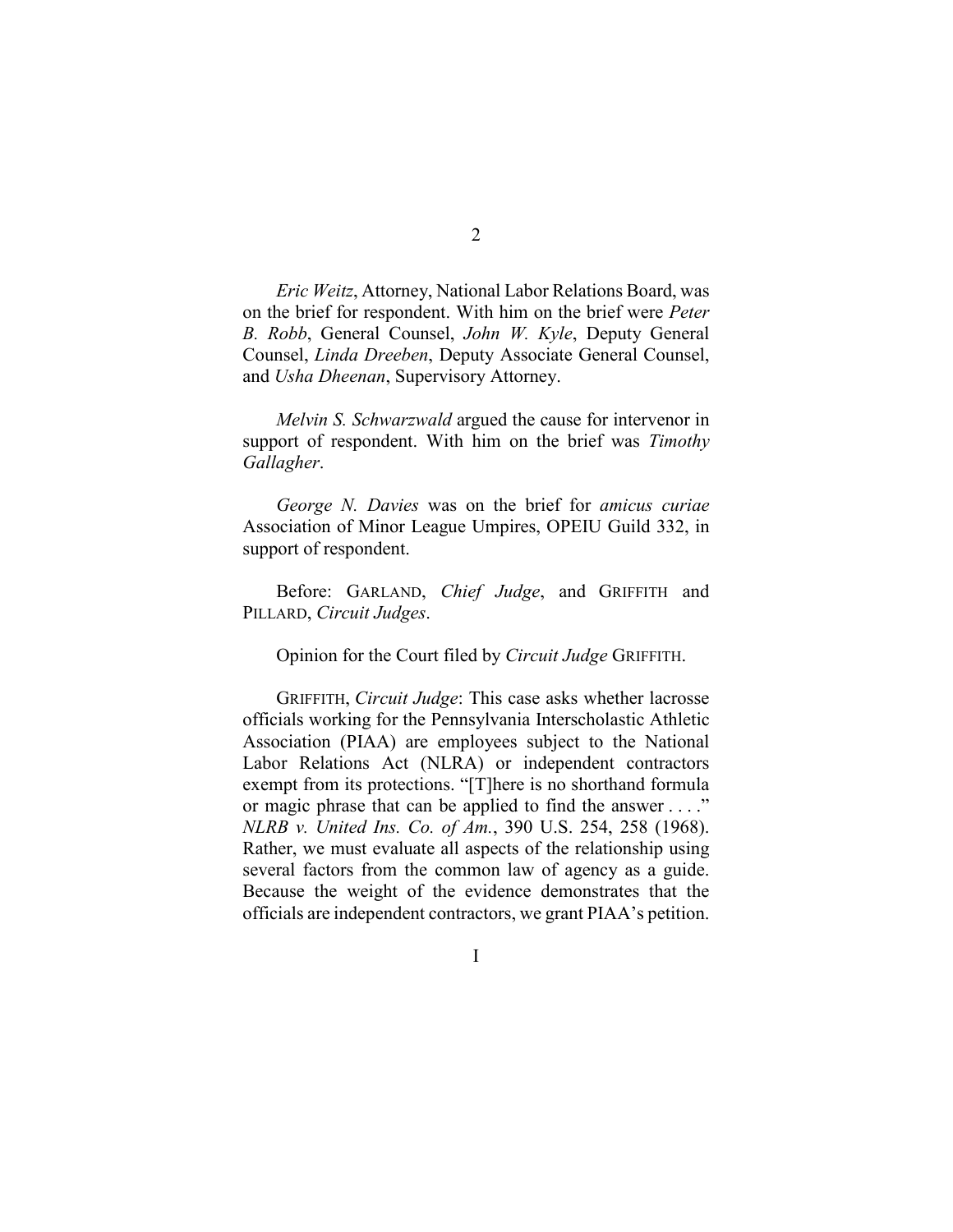*Eric Weitz*, Attorney, National Labor Relations Board, was on the brief for respondent. With him on the brief were *Peter B. Robb*, General Counsel, *John W. Kyle*, Deputy General Counsel, *Linda Dreeben*, Deputy Associate General Counsel, and *Usha Dheenan*, Supervisory Attorney.

*Melvin S. Schwarzwald* argued the cause for intervenor in support of respondent. With him on the brief was *Timothy Gallagher*.

*George N. Davies* was on the brief for *amicus curiae* Association of Minor League Umpires, OPEIU Guild 332, in support of respondent.

Before: GARLAND, *Chief Judge*, and GRIFFITH and PILLARD, *Circuit Judges*.

Opinion for the Court filed by *Circuit Judge* GRIFFITH.

GRIFFITH, *Circuit Judge*: This case asks whether lacrosse officials working for the Pennsylvania Interscholastic Athletic Association (PIAA) are employees subject to the National Labor Relations Act (NLRA) or independent contractors exempt from its protections. "[T]here is no shorthand formula or magic phrase that can be applied to find the answer . . . ." *NLRB v. United Ins. Co. of Am.*, 390 U.S. 254, 258 (1968). Rather, we must evaluate all aspects of the relationship using several factors from the common law of agency as a guide. Because the weight of the evidence demonstrates that the officials are independent contractors, we grant PIAA's petition.

## I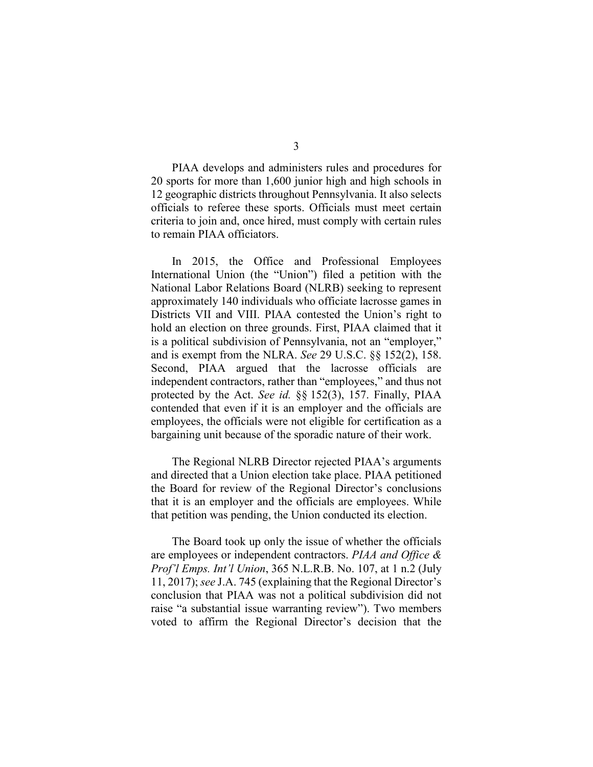PIAA develops and administers rules and procedures for 20 sports for more than 1,600 junior high and high schools in 12 geographic districts throughout Pennsylvania. It also selects officials to referee these sports. Officials must meet certain criteria to join and, once hired, must comply with certain rules to remain PIAA officiators.

In 2015, the Office and Professional Employees International Union (the "Union") filed a petition with the National Labor Relations Board (NLRB) seeking to represent approximately 140 individuals who officiate lacrosse games in Districts VII and VIII. PIAA contested the Union's right to hold an election on three grounds. First, PIAA claimed that it is a political subdivision of Pennsylvania, not an "employer," and is exempt from the NLRA. *See* 29 U.S.C. §§ 152(2), 158. Second, PIAA argued that the lacrosse officials are independent contractors, rather than "employees," and thus not protected by the Act. *See id.* §§ 152(3), 157. Finally, PIAA contended that even if it is an employer and the officials are employees, the officials were not eligible for certification as a bargaining unit because of the sporadic nature of their work.

The Regional NLRB Director rejected PIAA's arguments and directed that a Union election take place. PIAA petitioned the Board for review of the Regional Director's conclusions that it is an employer and the officials are employees. While that petition was pending, the Union conducted its election.

The Board took up only the issue of whether the officials are employees or independent contractors. *PIAA and Office & Prof'l Emps. Int'l Union*, 365 N.L.R.B. No. 107, at 1 n.2 (July 11, 2017); *see* J.A. 745 (explaining that the Regional Director's conclusion that PIAA was not a political subdivision did not raise "a substantial issue warranting review"). Two members voted to affirm the Regional Director's decision that the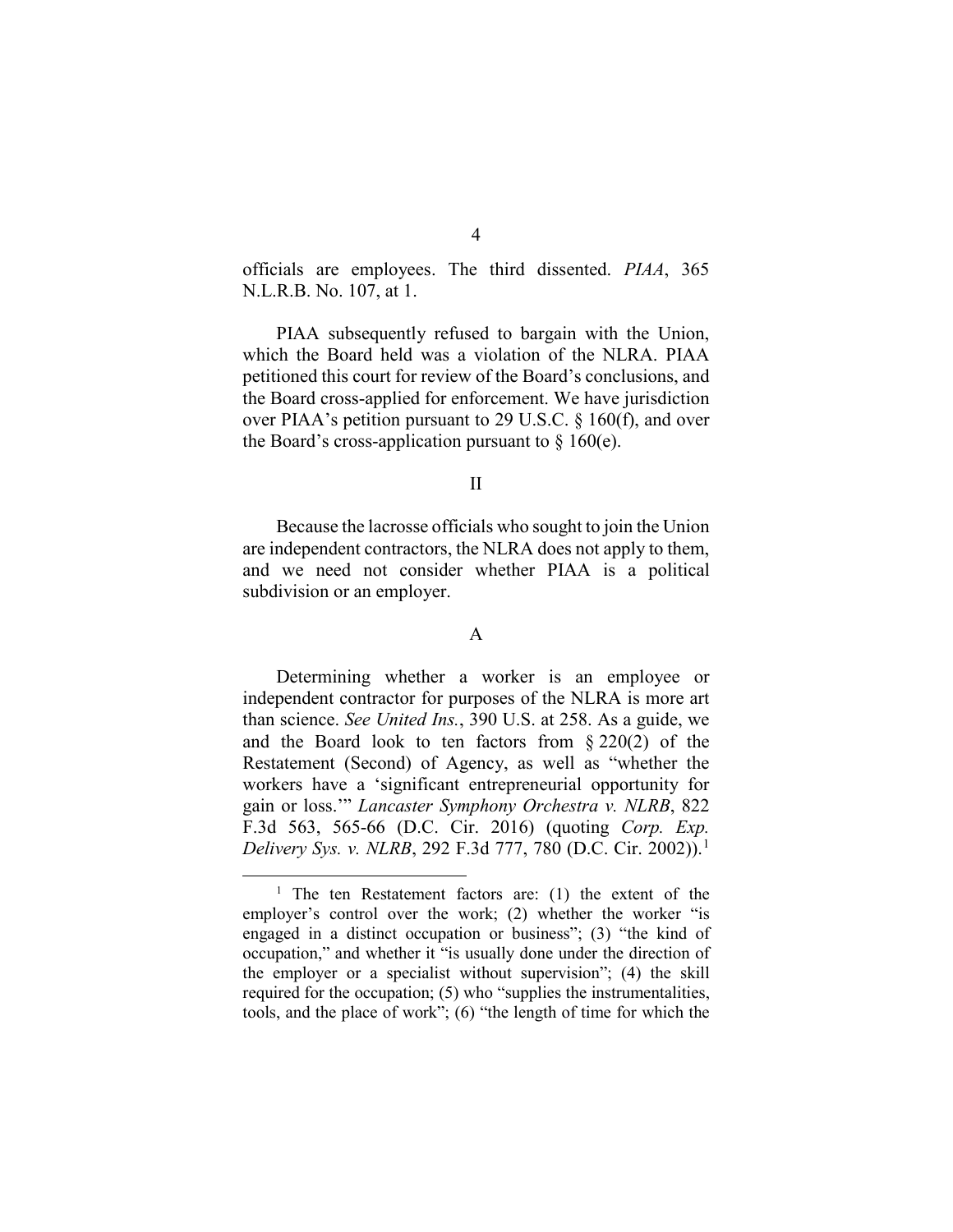officials are employees. The third dissented. *PIAA*, 365 N.L.R.B. No. 107, at 1.

PIAA subsequently refused to bargain with the Union, which the Board held was a violation of the NLRA. PIAA petitioned this court for review of the Board's conclusions, and the Board cross-applied for enforcement. We have jurisdiction over PIAA's petition pursuant to 29 U.S.C. § 160(f), and over the Board's cross-application pursuant to § 160(e).

## II

Because the lacrosse officials who sought to join the Union are independent contractors, the NLRA does not apply to them, and we need not consider whether PIAA is a political subdivision or an employer.

### A

Determining whether a worker is an employee or independent contractor for purposes of the NLRA is more art than science. *See United Ins.*, 390 U.S. at 258. As a guide, we and the Board look to ten factors from § 220(2) of the Restatement (Second) of Agency, as well as "whether the workers have a 'significant entrepreneurial opportunity for gain or loss.'" *Lancaster Symphony Orchestra v. NLRB*, 822 F.3d 563, 565-66 (D.C. Cir. 2016) (quoting *Corp. Exp. Delivery Sys. v. NLRB*, 292 F.3d 777, 780 (D.C. Cir. 2002)).[1]

[1] The ten Restatement factors are: (1) the extent of the employer's control over the work; (2) whether the worker "is engaged in a distinct occupation or business"; (3) "the kind of occupation," and whether it "is usually done under the direction of the employer or a specialist without supervision"; (4) the skill required for the occupation; (5) who "supplies the instrumentalities, tools, and the place of work"; (6) "the length of time for which the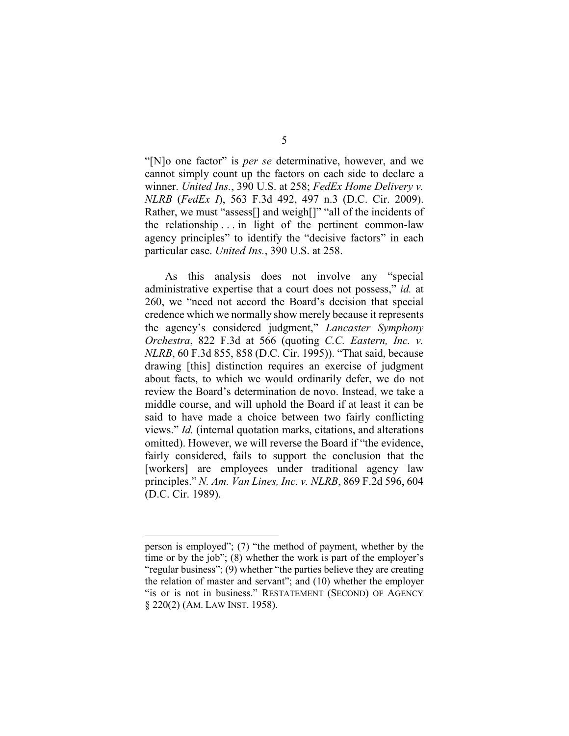"[N]o one factor" is *per se* determinative, however, and we cannot simply count up the factors on each side to declare a winner. *United Ins.*, 390 U.S. at 258; *FedEx Home Delivery v. NLRB* (*FedEx I*), 563 F.3d 492, 497 n.3 (D.C. Cir. 2009). Rather, we must "assess[] and weigh[]" "all of the incidents of the relationship . . . in light of the pertinent common-law agency principles" to identify the "decisive factors" in each particular case. *United Ins.*, 390 U.S. at 258.

As this analysis does not involve any "special administrative expertise that a court does not possess," *id.* at 260, we "need not accord the Board's decision that special credence which we normally show merely because it represents the agency's considered judgment," *Lancaster Symphony Orchestra*, 822 F.3d at 566 (quoting *C.C. Eastern, Inc. v. NLRB*, 60 F.3d 855, 858 (D.C. Cir. 1995)). "That said, because drawing [this] distinction requires an exercise of judgment about facts, to which we would ordinarily defer, we do not review the Board's determination de novo. Instead, we take a middle course, and will uphold the Board if at least it can be said to have made a choice between two fairly conflicting views." *Id.* (internal quotation marks, citations, and alterations omitted). However, we will reverse the Board if "the evidence, fairly considered, fails to support the conclusion that the [workers] are employees under traditional agency law principles." *N. Am. Van Lines, Inc. v. NLRB*, 869 F.2d 596, 604 (D.C. Cir. 1989).

---

person is employed"; (7) "the method of payment, whether by the time or by the job"; (8) whether the work is part of the employer's "regular business"; (9) whether "the parties believe they are creating the relation of master and servant"; and (10) whether the employer "is or is not in business." RESTATEMENT (SECOND) OF AGENCY § 220(2) (AM. LAW INST. 1958).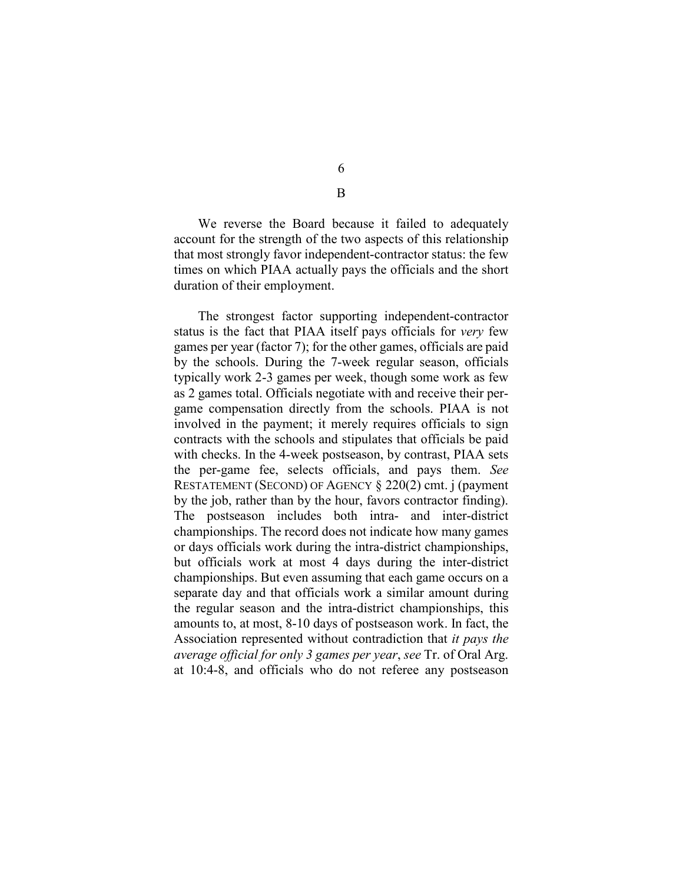### B

We reverse the Board because it failed to adequately account for the strength of the two aspects of this relationship that most strongly favor independent-contractor status: the few times on which PIAA actually pays the officials and the short duration of their employment.

The strongest factor supporting independent-contractor status is the fact that PIAA itself pays officials for *very* few games per year (factor 7); for the other games, officials are paid by the schools. During the 7-week regular season, officials typically work 2-3 games per week, though some work as few as 2 games total. Officials negotiate with and receive their per-game compensation directly from the schools. PIAA is not involved in the payment; it merely requires officials to sign contracts with the schools and stipulates that officials be paid with checks. In the 4-week postseason, by contrast, PIAA sets the per-game fee, selects officials, and pays them. *See* RESTATEMENT (SECOND) OF AGENCY § 220(2) cmt. j (payment by the job, rather than by the hour, favors contractor finding). The postseason includes both intra- and inter-district championships. The record does not indicate how many games or days officials work during the intra-district championships, but officials work at most 4 days during the inter-district championships. But even assuming that each game occurs on a separate day and that officials work a similar amount during the regular season and the intra-district championships, this amounts to, at most, 8-10 days of postseason work. In fact, the Association represented without contradiction that *it pays the average official for only 3 games per year*, *see* Tr. of Oral Arg. at 10:4-8, and officials who do not referee any postseason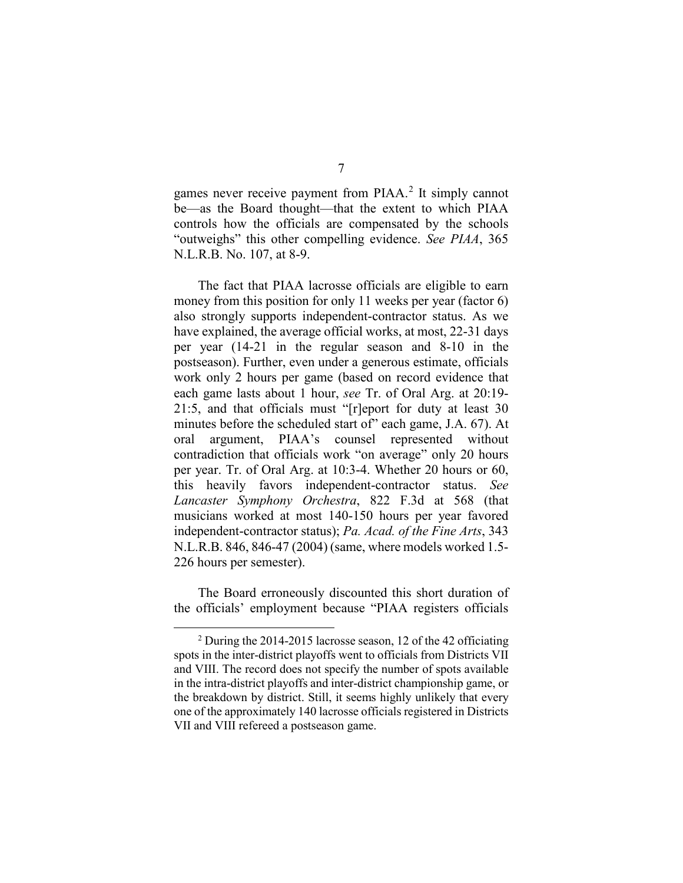games never receive payment from PIAA.[2] It simply cannot be—as the Board thought—that the extent to which PIAA controls how the officials are compensated by the schools "outweighs" this other compelling evidence. *See PIAA*, 365 N.L.R.B. No. 107, at 8-9.

The fact that PIAA lacrosse officials are eligible to earn money from this position for only 11 weeks per year (factor 6) also strongly supports independent-contractor status. As we have explained, the average official works, at most, 22-31 days per year (14-21 in the regular season and 8-10 in the postseason). Further, even under a generous estimate, officials work only 2 hours per game (based on record evidence that each game lasts about 1 hour, *see* Tr. of Oral Arg. at 20:19-21:5, and that officials must "[r]eport for duty at least 30 minutes before the scheduled start of" each game, J.A. 67). At oral argument, PIAA's counsel represented without contradiction that officials work "on average" only 20 hours per year. Tr. of Oral Arg. at 10:3-4. Whether 20 hours or 60, this heavily favors independent-contractor status. *See Lancaster Symphony Orchestra*, 822 F.3d at 568 (that musicians worked at most 140-150 hours per year favored independent-contractor status); *Pa. Acad. of the Fine Arts*, 343 N.L.R.B. 846, 846-47 (2004) (same, where models worked 1.5-226 hours per semester).

The Board erroneously discounted this short duration of the officials' employment because "PIAA registers officials

[2] During the 2014-2015 lacrosse season, 12 of the 42 officiating spots in the inter-district playoffs went to officials from Districts VII and VIII. The record does not specify the number of spots available in the intra-district playoffs and inter-district championship game, or the breakdown by district. Still, it seems highly unlikely that every one of the approximately 140 lacrosse officials registered in Districts VII and VIII refereed a postseason game.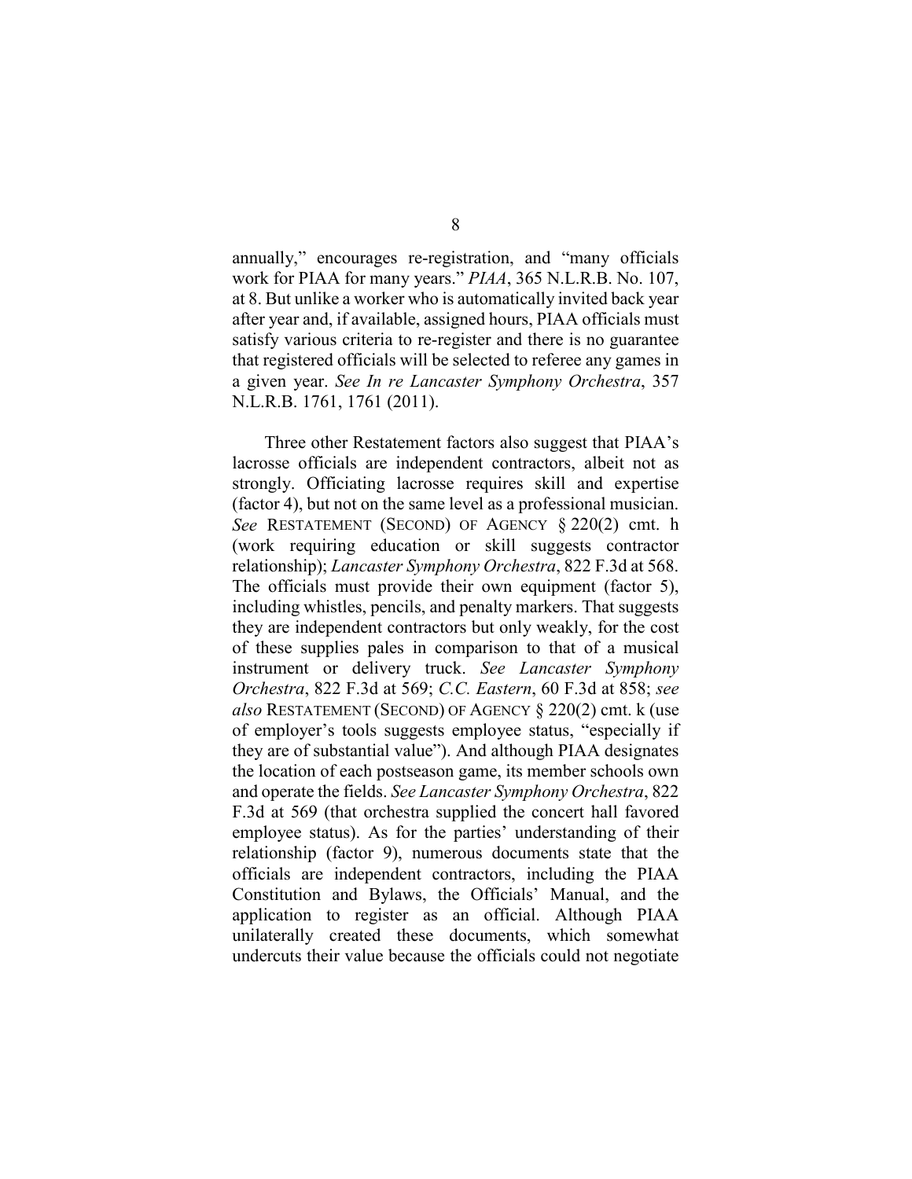annually," encourages re-registration, and "many officials work for PIAA for many years." *PIAA*, 365 N.L.R.B. No. 107, at 8. But unlike a worker who is automatically invited back year after year and, if available, assigned hours, PIAA officials must satisfy various criteria to re-register and there is no guarantee that registered officials will be selected to referee any games in a given year. *See In re Lancaster Symphony Orchestra*, 357 N.L.R.B. 1761, 1761 (2011).

Three other Restatement factors also suggest that PIAA's lacrosse officials are independent contractors, albeit not as strongly. Officiating lacrosse requires skill and expertise (factor 4), but not on the same level as a professional musician. *See* RESTATEMENT (SECOND) OF AGENCY § 220(2) cmt. h (work requiring education or skill suggests contractor relationship); *Lancaster Symphony Orchestra*, 822 F.3d at 568. The officials must provide their own equipment (factor 5), including whistles, pencils, and penalty markers. That suggests they are independent contractors but only weakly, for the cost of these supplies pales in comparison to that of a musical instrument or delivery truck. *See Lancaster Symphony Orchestra*, 822 F.3d at 569; *C.C. Eastern*, 60 F.3d at 858; *see also* RESTATEMENT (SECOND) OF AGENCY § 220(2) cmt. k (use of employer's tools suggests employee status, "especially if they are of substantial value"). And although PIAA designates the location of each postseason game, its member schools own and operate the fields. *See Lancaster Symphony Orchestra*, 822 F.3d at 569 (that orchestra supplied the concert hall favored employee status). As for the parties' understanding of their relationship (factor 9), numerous documents state that the officials are independent contractors, including the PIAA Constitution and Bylaws, the Officials' Manual, and the application to register as an official. Although PIAA unilaterally created these documents, which somewhat undercuts their value because the officials could not negotiate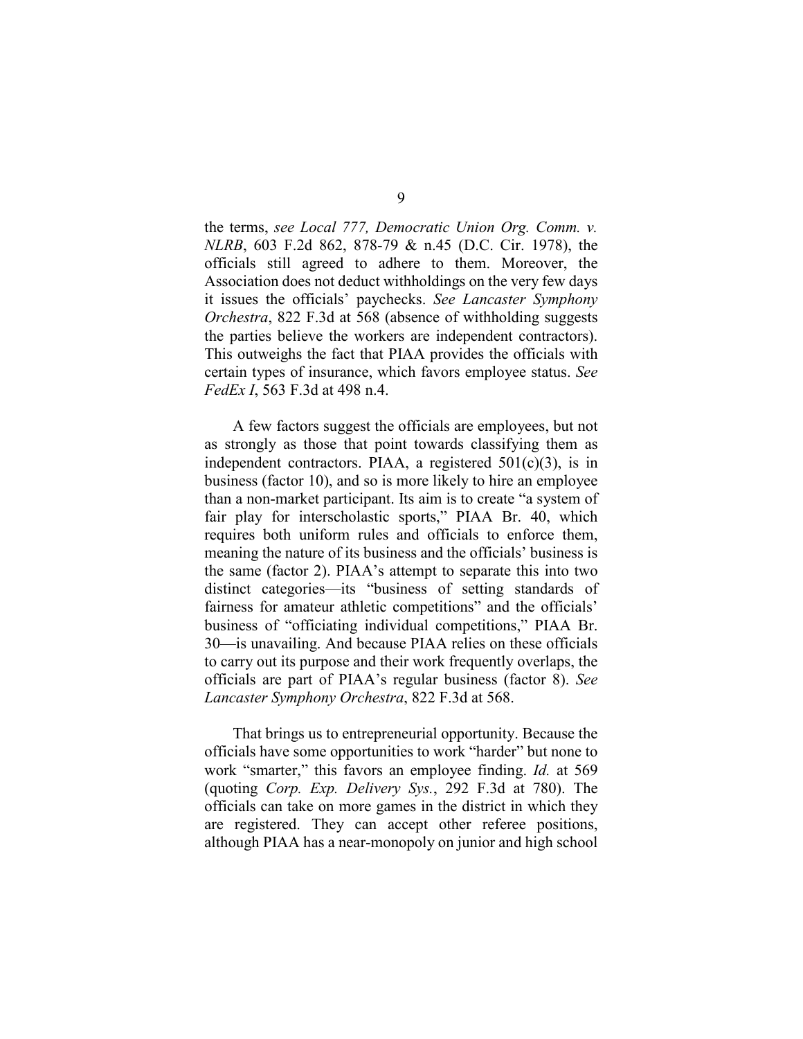the terms, *see Local 777, Democratic Union Org. Comm. v. NLRB*, 603 F.2d 862, 878-79 & n.45 (D.C. Cir. 1978), the officials still agreed to adhere to them. Moreover, the Association does not deduct withholdings on the very few days it issues the officials' paychecks. *See Lancaster Symphony Orchestra*, 822 F.3d at 568 (absence of withholding suggests the parties believe the workers are independent contractors). This outweighs the fact that PIAA provides the officials with certain types of insurance, which favors employee status. *See FedEx I*, 563 F.3d at 498 n.4.

A few factors suggest the officials are employees, but not as strongly as those that point towards classifying them as independent contractors. PIAA, a registered 501(c)(3), is in business (factor 10), and so is more likely to hire an employee than a non-market participant. Its aim is to create "a system of fair play for interscholastic sports," PIAA Br. 40, which requires both uniform rules and officials to enforce them, meaning the nature of its business and the officials' business is the same (factor 2). PIAA's attempt to separate this into two distinct categories—its "business of setting standards of fairness for amateur athletic competitions" and the officials' business of "officiating individual competitions," PIAA Br. 30—is unavailing. And because PIAA relies on these officials to carry out its purpose and their work frequently overlaps, the officials are part of PIAA's regular business (factor 8). *See Lancaster Symphony Orchestra*, 822 F.3d at 568.

That brings us to entrepreneurial opportunity. Because the officials have some opportunities to work "harder" but none to work "smarter," this favors an employee finding. *Id.* at 569 (quoting *Corp. Exp. Delivery Sys.*, 292 F.3d at 780). The officials can take on more games in the district in which they are registered. They can accept other referee positions, although PIAA has a near-monopoly on junior and high school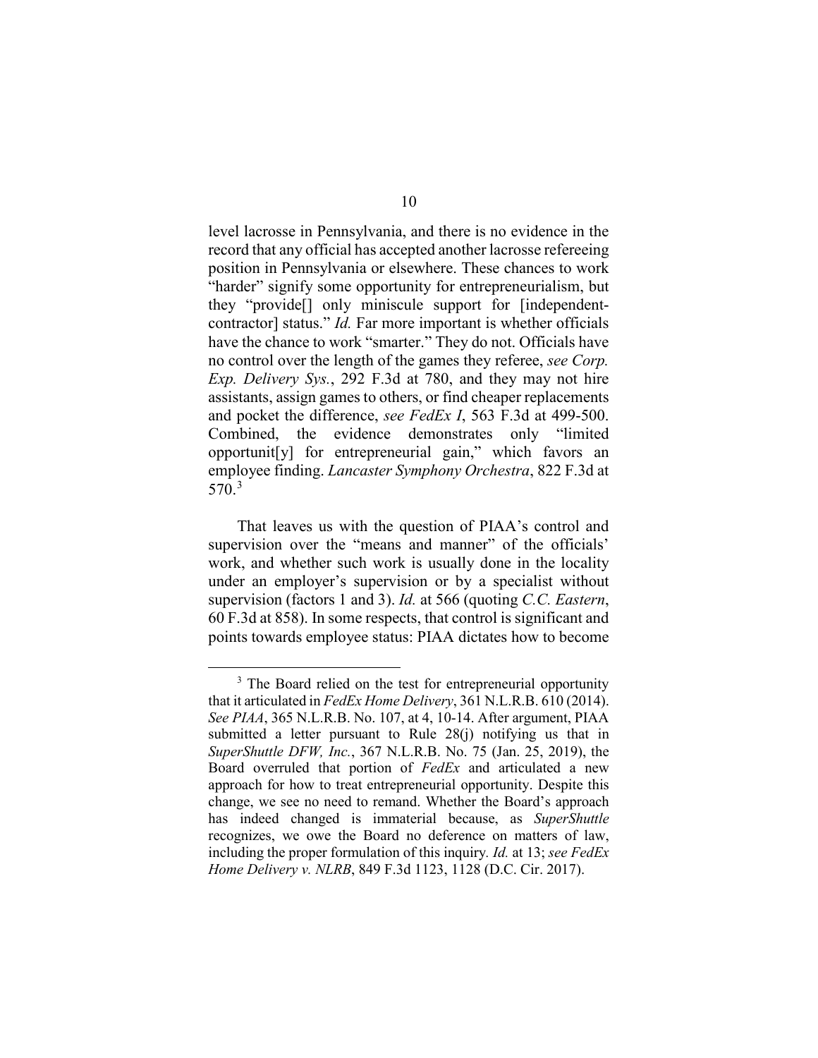level lacrosse in Pennsylvania, and there is no evidence in the record that any official has accepted another lacrosse refereeing position in Pennsylvania or elsewhere. These chances to work "harder" signify some opportunity for entrepreneurialism, but they "provide[] only miniscule support for [independent-contractor] status." *Id.* Far more important is whether officials have the chance to work "smarter." They do not. Officials have no control over the length of the games they referee, *see Corp. Exp. Delivery Sys.*, 292 F.3d at 780, and they may not hire assistants, assign games to others, or find cheaper replacements and pocket the difference, *see FedEx I*, 563 F.3d at 499-500. Combined, the evidence demonstrates only "limited opportunit[y] for entrepreneurial gain," which favors an employee finding. *Lancaster Symphony Orchestra*, 822 F.3d at 570.[3]

That leaves us with the question of PIAA's control and supervision over the "means and manner" of the officials' work, and whether such work is usually done in the locality under an employer's supervision or by a specialist without supervision (factors 1 and 3). *Id.* at 566 (quoting *C.C. Eastern*, 60 F.3d at 858). In some respects, that control is significant and points towards employee status: PIAA dictates how to become

[3] The Board relied on the test for entrepreneurial opportunity that it articulated in *FedEx Home Delivery*, 361 N.L.R.B. 610 (2014). *See PIAA*, 365 N.L.R.B. No. 107, at 4, 10-14. After argument, PIAA submitted a letter pursuant to Rule 28(j) notifying us that in *SuperShuttle DFW, Inc.*, 367 N.L.R.B. No. 75 (Jan. 25, 2019), the Board overruled that portion of *FedEx* and articulated a new approach for how to treat entrepreneurial opportunity. Despite this change, we see no need to remand. Whether the Board's approach has indeed changed is immaterial because, as *SuperShuttle* recognizes, we owe the Board no deference on matters of law, including the proper formulation of this inquiry. *Id.* at 13; *see FedEx Home Delivery v. NLRB*, 849 F.3d 1123, 1128 (D.C. Cir. 2017).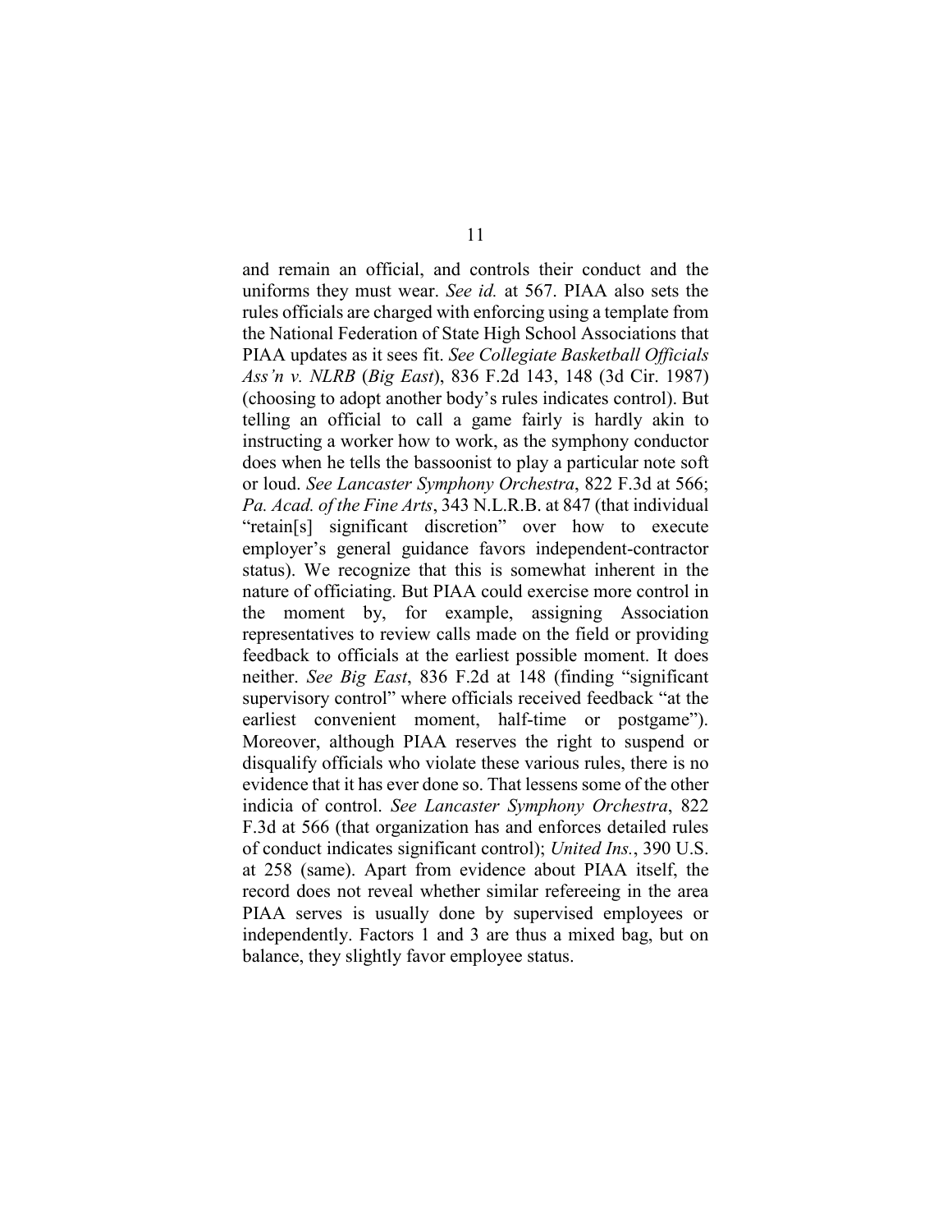and remain an official, and controls their conduct and the uniforms they must wear. *See id.* at 567. PIAA also sets the rules officials are charged with enforcing using a template from the National Federation of State High School Associations that PIAA updates as it sees fit. *See Collegiate Basketball Officials Ass'n v. NLRB* (*Big East*), 836 F.2d 143, 148 (3d Cir. 1987) (choosing to adopt another body's rules indicates control). But telling an official to call a game fairly is hardly akin to instructing a worker how to work, as the symphony conductor does when he tells the bassoonist to play a particular note soft or loud. *See Lancaster Symphony Orchestra*, 822 F.3d at 566; *Pa. Acad. of the Fine Arts*, 343 N.L.R.B. at 847 (that individual "retain[s] significant discretion" over how to execute employer's general guidance favors independent-contractor status). We recognize that this is somewhat inherent in the nature of officiating. But PIAA could exercise more control in the moment by, for example, assigning Association representatives to review calls made on the field or providing feedback to officials at the earliest possible moment. It does neither. *See Big East*, 836 F.2d at 148 (finding "significant supervisory control" where officials received feedback "at the earliest convenient moment, half-time or postgame"). Moreover, although PIAA reserves the right to suspend or disqualify officials who violate these various rules, there is no evidence that it has ever done so. That lessens some of the other indicia of control. *See Lancaster Symphony Orchestra*, 822 F.3d at 566 (that organization has and enforces detailed rules of conduct indicates significant control); *United Ins.*, 390 U.S. at 258 (same). Apart from evidence about PIAA itself, the record does not reveal whether similar refereeing in the area PIAA serves is usually done by supervised employees or independently. Factors 1 and 3 are thus a mixed bag, but on balance, they slightly favor employee status.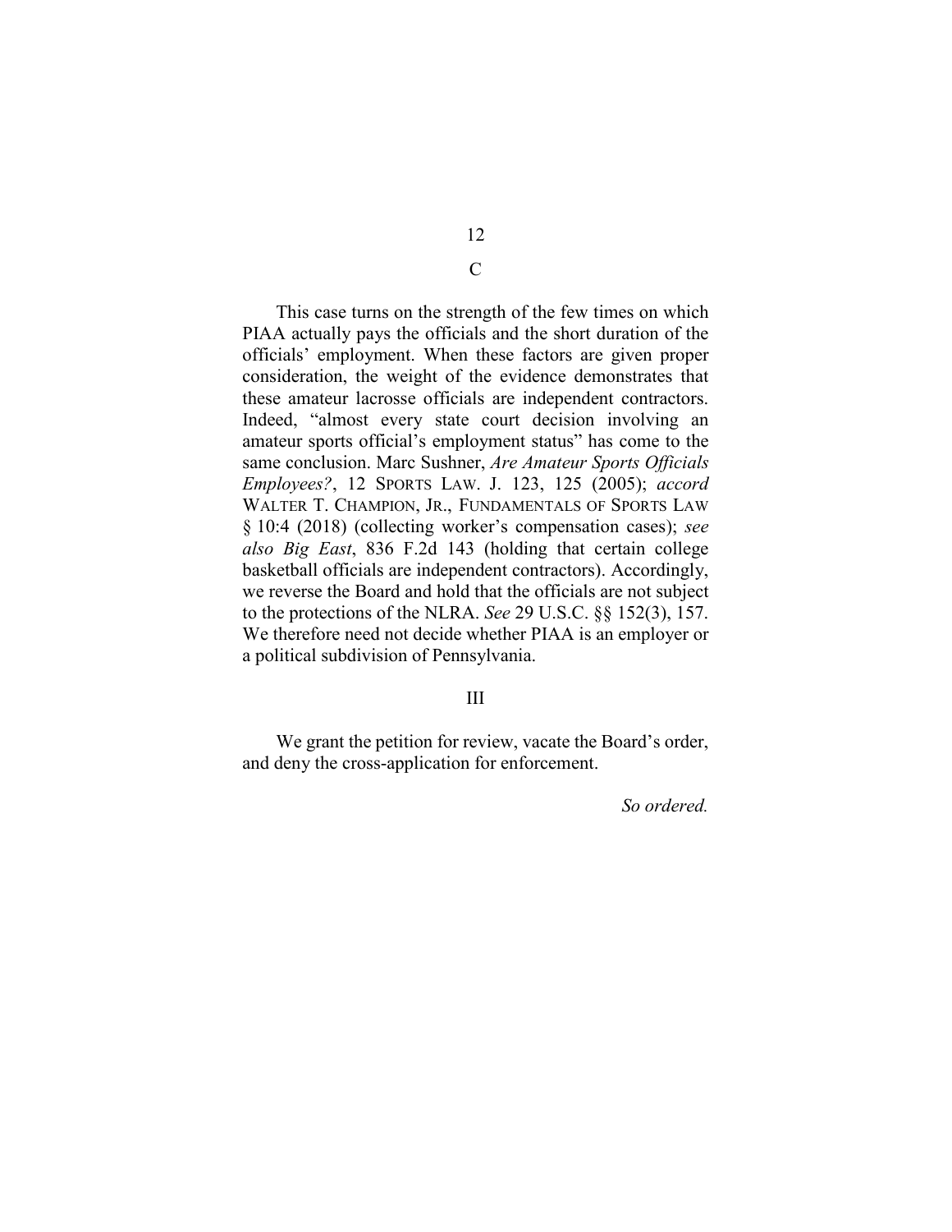## C

This case turns on the strength of the few times on which PIAA actually pays the officials and the short duration of the officials' employment. When these factors are given proper consideration, the weight of the evidence demonstrates that these amateur lacrosse officials are independent contractors. Indeed, "almost every state court decision involving an amateur sports official's employment status" has come to the same conclusion. Marc Sushner, *Are Amateur Sports Officials Employees?*, 12 SPORTS LAW. J. 123, 125 (2005); *accord* WALTER T. CHAMPION, JR., FUNDAMENTALS OF SPORTS LAW § 10:4 (2018) (collecting worker's compensation cases); *see also Big East*, 836 F.2d 143 (holding that certain college basketball officials are independent contractors). Accordingly, we reverse the Board and hold that the officials are not subject to the protections of the NLRA. *See* 29 U.S.C. §§ 152(3), 157. We therefore need not decide whether PIAA is an employer or a political subdivision of Pennsylvania.

# III

We grant the petition for review, vacate the Board's order, and deny the cross-application for enforcement.

*So ordered.*